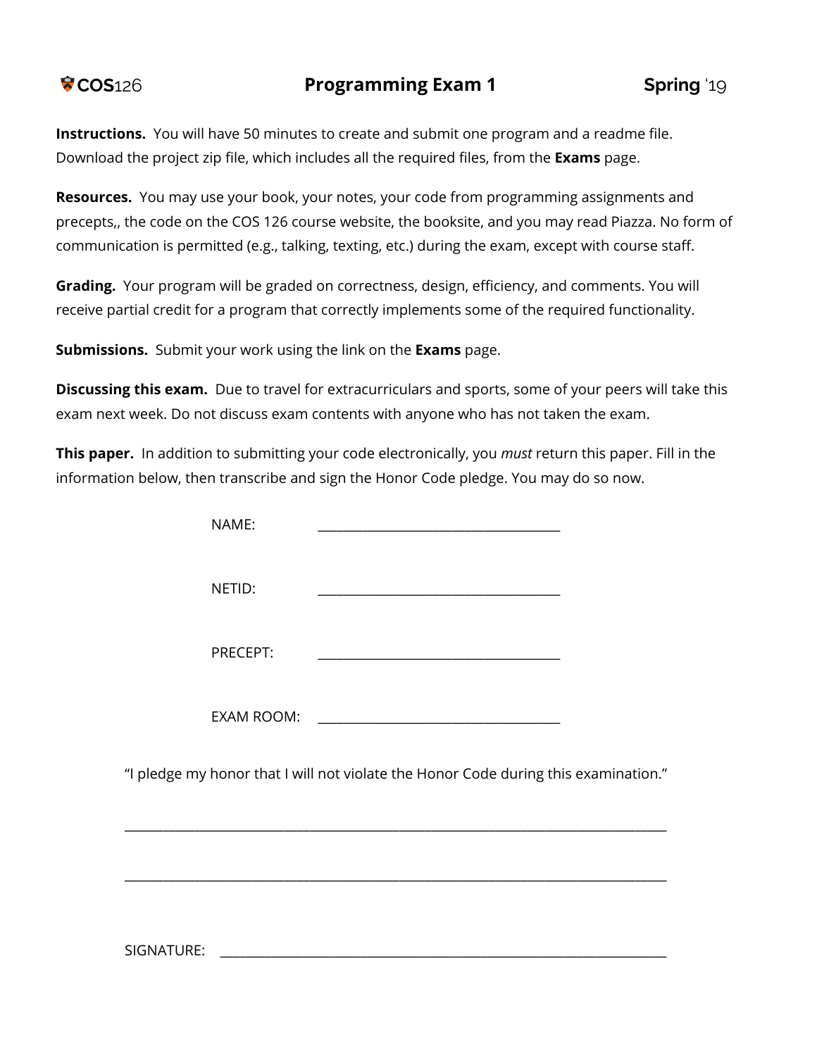# COS126 — Programming Exam 1 — Spring '19

**Instructions.** You will have 50 minutes to create and submit one program and a readme file. Download the project zip file, which includes all the required files, from the **Exams** page.

**Resources.** You may use your book, your notes, your code from programming assignments and precepts,, the code on the COS 126 course website, the booksite, and you may read Piazza. No form of communication is permitted (e.g., talking, texting, etc.) during the exam, except with course staff.

**Grading.** Your program will be graded on correctness, design, efficiency, and comments. You will receive partial credit for a program that correctly implements some of the required functionality.

**Submissions.** Submit your work using the link on the **Exams** page.

**Discussing this exam.** Due to travel for extracurriculars and sports, some of your peers will take this exam next week. Do not discuss exam contents with anyone who has not taken the exam.

**This paper.** In addition to submitting your code electronically, you *must* return this paper. Fill in the information below, then transcribe and sign the Honor Code pledge. You may do so now.

NAME: ___________________________________

NETID: ___________________________________

PRECEPT: ___________________________________

EXAM ROOM: ___________________________________

"I pledge my honor that I will not violate the Honor Code during this examination."

_______________________________________________________________________________

_______________________________________________________________________________

SIGNATURE: _________________________________________________________________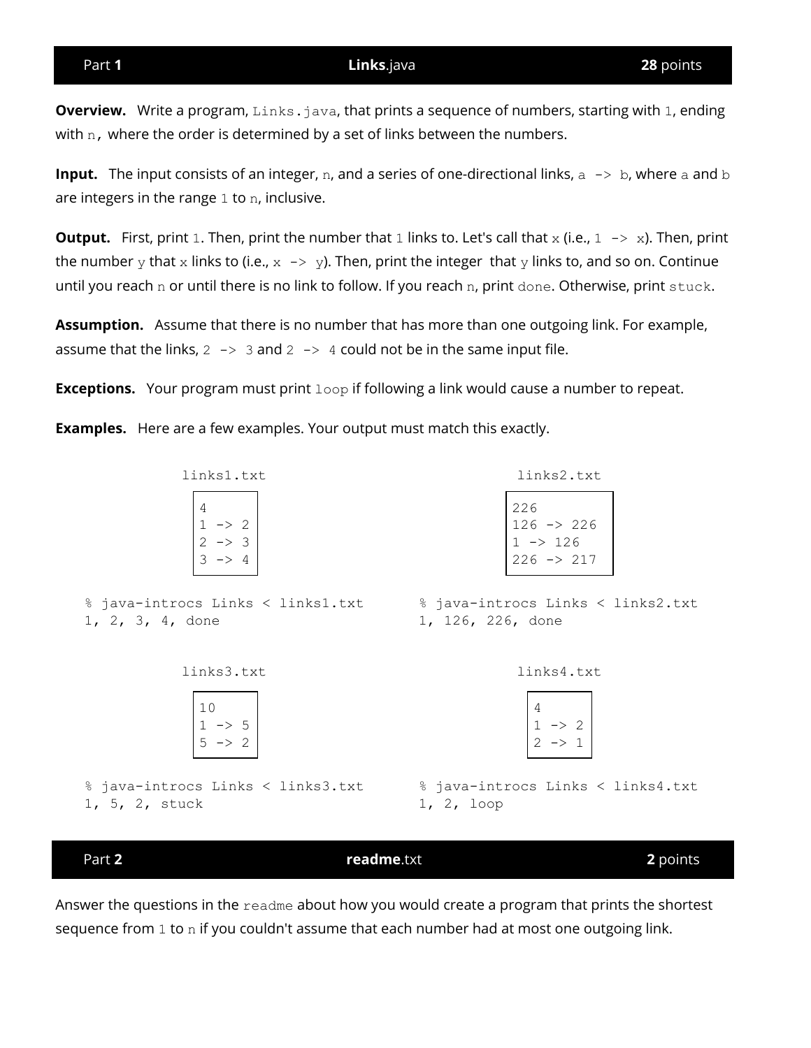## Part **1** — **Links**.java — **28** points

**Overview.** Write a program, `Links.java`, that prints a sequence of numbers, starting with `1`, ending with `n`, where the order is determined by a set of links between the numbers.

**Input.** The input consists of an integer, `n`, and a series of one-directional links, `a -> b`, where `a` and `b` are integers in the range `1` to `n`, inclusive.

**Output.** First, print `1`. Then, print the number that `1` links to. Let's call that `x` (i.e., `1 -> x`). Then, print the number `y` that `x` links to (i.e., `x -> y`). Then, print the integer that `y` links to, and so on. Continue until you reach `n` or until there is no link to follow. If you reach `n`, print `done`. Otherwise, print `stuck`.

**Assumption.** Assume that there is no number that has more than one outgoing link. For example, assume that the links, `2 -> 3` and `2 -> 4` could not be in the same input file.

**Exceptions.** Your program must print `loop` if following a link would cause a number to repeat.

**Examples.** Here are a few examples. Your output must match this exactly.

links1.txt

```
4
1 -> 2
2 -> 3
3 -> 4
```

```
% java-introcs Links < links1.txt
1, 2, 3, 4, done
```

links2.txt

```
226
126 -> 226
1 -> 126
226 -> 217
```

```
% java-introcs Links < links2.txt
1, 126, 226, done
```

links3.txt

```
10
1 -> 5
5 -> 2
```

```
% java-introcs Links < links3.txt
1, 5, 2, stuck
```

links4.txt

```
4
1 -> 2
2 -> 1
```

```
% java-introcs Links < links4.txt
1, 2, loop
```

## Part **2** — **readme**.txt — **2** points

Answer the questions in the `readme` about how you would create a program that prints the shortest sequence from `1` to `n` if you couldn't assume that each number had at most one outgoing link.